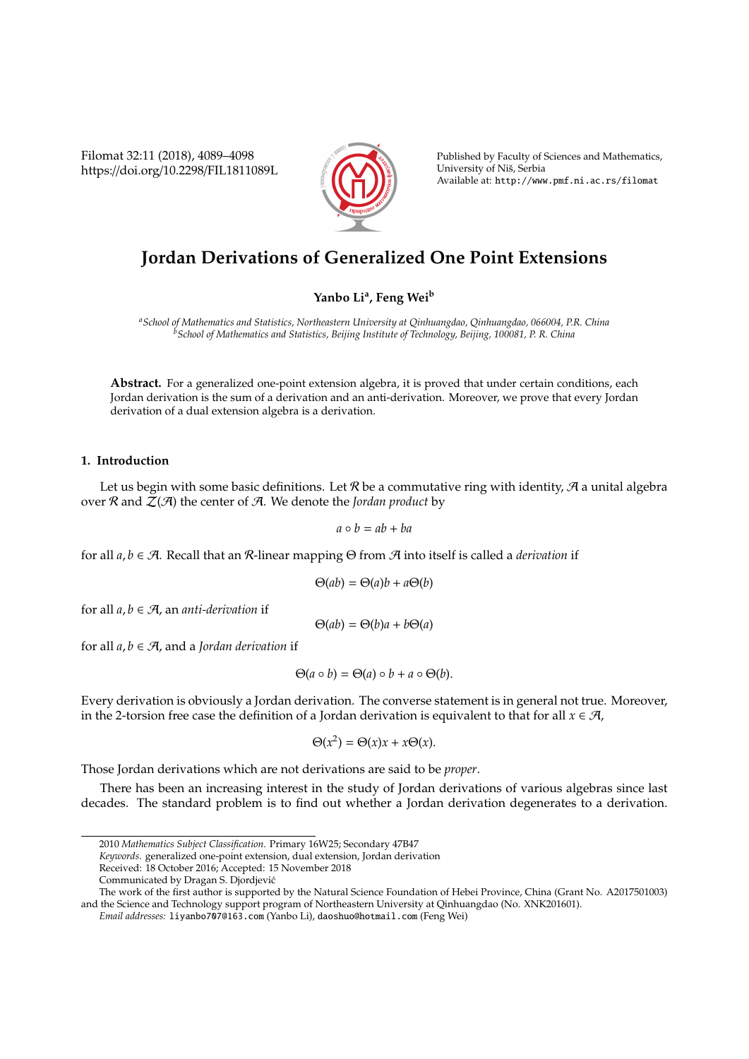# Jordan Derivations of Generalized One Point Extensions

**Yanbo Li[a], Feng Wei[b]**

[a] *School of Mathematics and Statistics, Northeastern University at Qinhuangdao, Qinhuangdao, 066004, P.R. China*
[b] *School of Mathematics and Statistics, Beijing Institute of Technology, Beijing, 100081, P. R. China*

**Abstract.** For a generalized one-point extension algebra, it is proved that under certain conditions, each Jordan derivation is the sum of a derivation and an anti-derivation. Moreover, we prove that every Jordan derivation of a dual extension algebra is a derivation.

## 1. Introduction

Let us begin with some basic definitions. Let $\mathcal{R}$ be a commutative ring with identity, $\mathcal{A}$ a unital algebra over $\mathcal{R}$ and $\mathcal{Z}(\mathcal{A})$ the center of $\mathcal{A}$. We denote the *Jordan product* by

$$a \circ b = ab + ba$$

for all $a, b \in \mathcal{A}$. Recall that an $\mathcal{R}$-linear mapping $\Theta$ from $\mathcal{A}$ into itself is called a *derivation* if

$$\Theta(ab) = \Theta(a)b + a\Theta(b)$$

for all $a, b \in \mathcal{A}$, an *anti-derivation* if

$$\Theta(ab) = \Theta(b)a + b\Theta(a)$$

for all $a, b \in \mathcal{A}$, and a *Jordan derivation* if

$$\Theta(a \circ b) = \Theta(a) \circ b + a \circ \Theta(b).$$

Every derivation is obviously a Jordan derivation. The converse statement is in general not true. Moreover, in the 2-torsion free case the definition of a Jordan derivation is equivalent to that for all $x \in \mathcal{A}$,

$$\Theta(x^2) = \Theta(x)x + x\Theta(x).$$

Those Jordan derivations which are not derivations are said to be *proper*.

There has been an increasing interest in the study of Jordan derivations of various algebras since last decades. The standard problem is to find out whether a Jordan derivation degenerates to a derivation.

---

2010 *Mathematics Subject Classification*. Primary 16W25; Secondary 47B47

*Keywords*. generalized one-point extension, dual extension, Jordan derivation

Received: 18 October 2016; Accepted: 15 November 2018

Communicated by Dragan S. Djordjević

The work of the first author is supported by the Natural Science Foundation of Hebei Province, China (Grant No. A2017501003) and the Science and Technology support program of Northeastern University at Qinhuangdao (No. XNK201601).

*Email addresses:* liyanbo707@163.com (Yanbo Li), daoshuo@hotmail.com (Feng Wei)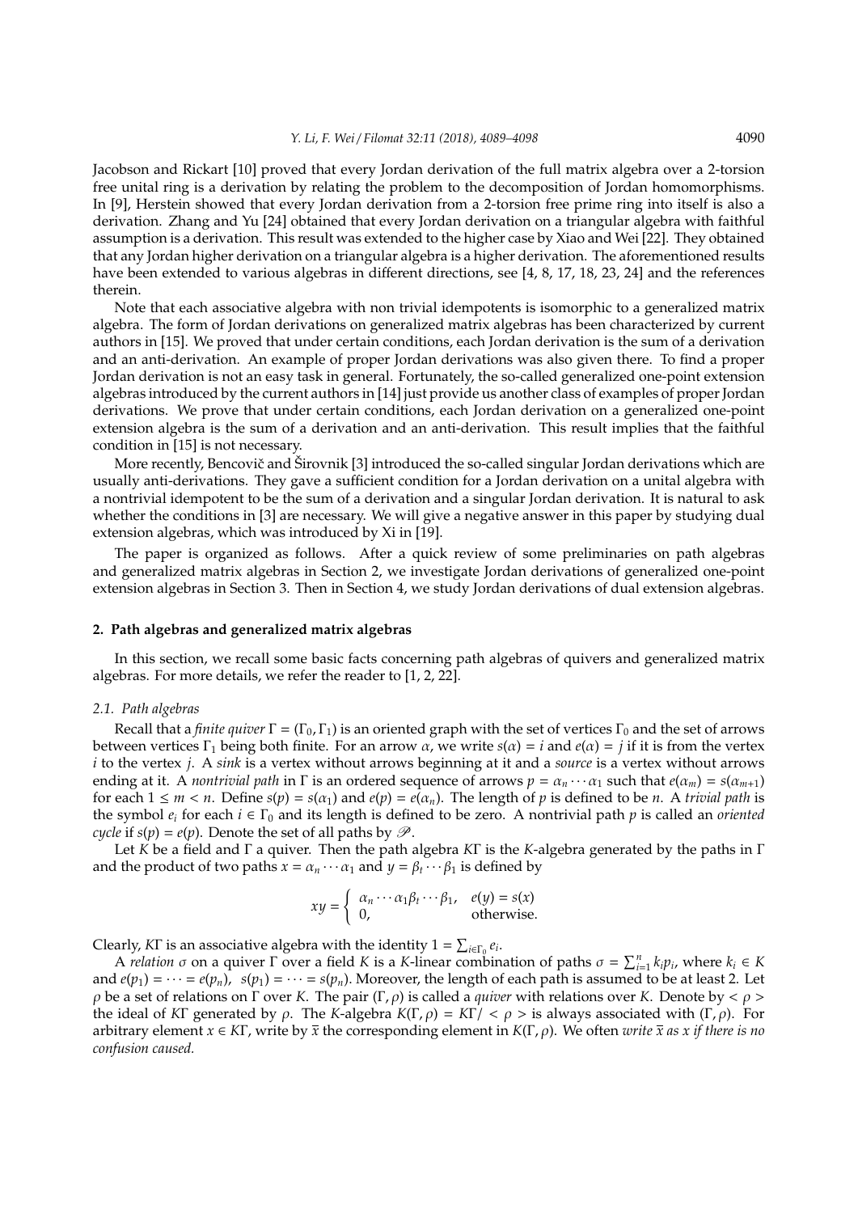Jacobson and Rickart [10] proved that every Jordan derivation of the full matrix algebra over a 2-torsion free unital ring is a derivation by relating the problem to the decomposition of Jordan homomorphisms. In [9], Herstein showed that every Jordan derivation from a 2-torsion free prime ring into itself is also a derivation. Zhang and Yu [24] obtained that every Jordan derivation on a triangular algebra with faithful assumption is a derivation. This result was extended to the higher case by Xiao and Wei [22]. They obtained that any Jordan higher derivation on a triangular algebra is a higher derivation. The aforementioned results have been extended to various algebras in different directions, see [4, 8, 17, 18, 23, 24] and the references therein.

Note that each associative algebra with non trivial idempotents is isomorphic to a generalized matrix algebra. The form of Jordan derivations on generalized matrix algebras has been characterized by current authors in [15]. We proved that under certain conditions, each Jordan derivation is the sum of a derivation and an anti-derivation. An example of proper Jordan derivations was also given there. To find a proper Jordan derivation is not an easy task in general. Fortunately, the so-called generalized one-point extension algebras introduced by the current authors in [14] just provide us another class of examples of proper Jordan derivations. We prove that under certain conditions, each Jordan derivation on a generalized one-point extension algebra is the sum of a derivation and an anti-derivation. This result implies that the faithful condition in [15] is not necessary.

More recently, Bencovič and Širovnik [3] introduced the so-called singular Jordan derivations which are usually anti-derivations. They gave a sufficient condition for a Jordan derivation on a unital algebra with a nontrivial idempotent to be the sum of a derivation and a singular Jordan derivation. It is natural to ask whether the conditions in [3] are necessary. We will give a negative answer in this paper by studying dual extension algebras, which was introduced by Xi in [19].

The paper is organized as follows. After a quick review of some preliminaries on path algebras and generalized matrix algebras in Section 2, we investigate Jordan derivations of generalized one-point extension algebras in Section 3. Then in Section 4, we study Jordan derivations of dual extension algebras.

## 2. Path algebras and generalized matrix algebras

In this section, we recall some basic facts concerning path algebras of quivers and generalized matrix algebras. For more details, we refer the reader to [1, 2, 22].

### 2.1. Path algebras

Recall that a *finite quiver* $\Gamma = (\Gamma_0, \Gamma_1)$ is an oriented graph with the set of vertices $\Gamma_0$ and the set of arrows between vertices $\Gamma_1$ being both finite. For an arrow $\alpha$, we write $s(\alpha) = i$ and $e(\alpha) = j$ if it is from the vertex $i$ to the vertex $j$. A *sink* is a vertex without arrows beginning at it and a *source* is a vertex without arrows ending at it. A *nontrivial path* in $\Gamma$ is an ordered sequence of arrows $p = \alpha_n \cdots \alpha_1$ such that $e(\alpha_m) = s(\alpha_{m+1})$ for each $1 \leq m < n$. Define $s(p) = s(\alpha_1)$ and $e(p) = e(\alpha_n)$. The length of $p$ is defined to be $n$. A *trivial path* is the symbol $e_i$ for each $i \in \Gamma_0$ and its length is defined to be zero. A nontrivial path $p$ is called an *oriented cycle* if $s(p) = e(p)$. Denote the set of all paths by $\mathscr{P}$.

Let $K$ be a field and $\Gamma$ a quiver. Then the path algebra $K\Gamma$ is the $K$-algebra generated by the paths in $\Gamma$ and the product of two paths $x = \alpha_n \cdots \alpha_1$ and $y = \beta_t \cdots \beta_1$ is defined by

$$
xy = \begin{cases} \alpha_n \cdots \alpha_1 \beta_t \cdots \beta_1, & e(y) = s(x) \\ 0, & \text{otherwise.} \end{cases}
$$

Clearly, $K\Gamma$ is an associative algebra with the identity $1 = \sum_{i \in \Gamma_0} e_i$.

A *relation* $\sigma$ on a quiver $\Gamma$ over a field $K$ is a $K$-linear combination of paths $\sigma = \sum_{i=1}^{n} k_i p_i$, where $k_i \in K$ and $e(p_1) = \cdots = e(p_n)$, $s(p_1) = \cdots = s(p_n)$. Moreover, the length of each path is assumed to be at least 2. Let $\rho$ be a set of relations on $\Gamma$ over $K$. The pair $(\Gamma, \rho)$ is called a *quiver* with relations over $K$. Denote by $< \rho >$ the ideal of $K\Gamma$ generated by $\rho$. The $K$-algebra $K(\Gamma, \rho) = K\Gamma / < \rho >$ is always associated with $(\Gamma, \rho)$. For arbitrary element $x \in K\Gamma$, write by $\overline{x}$ the corresponding element in $K(\Gamma, \rho)$. We often *write* $\overline{x}$ *as* $x$ *if there is no confusion caused.*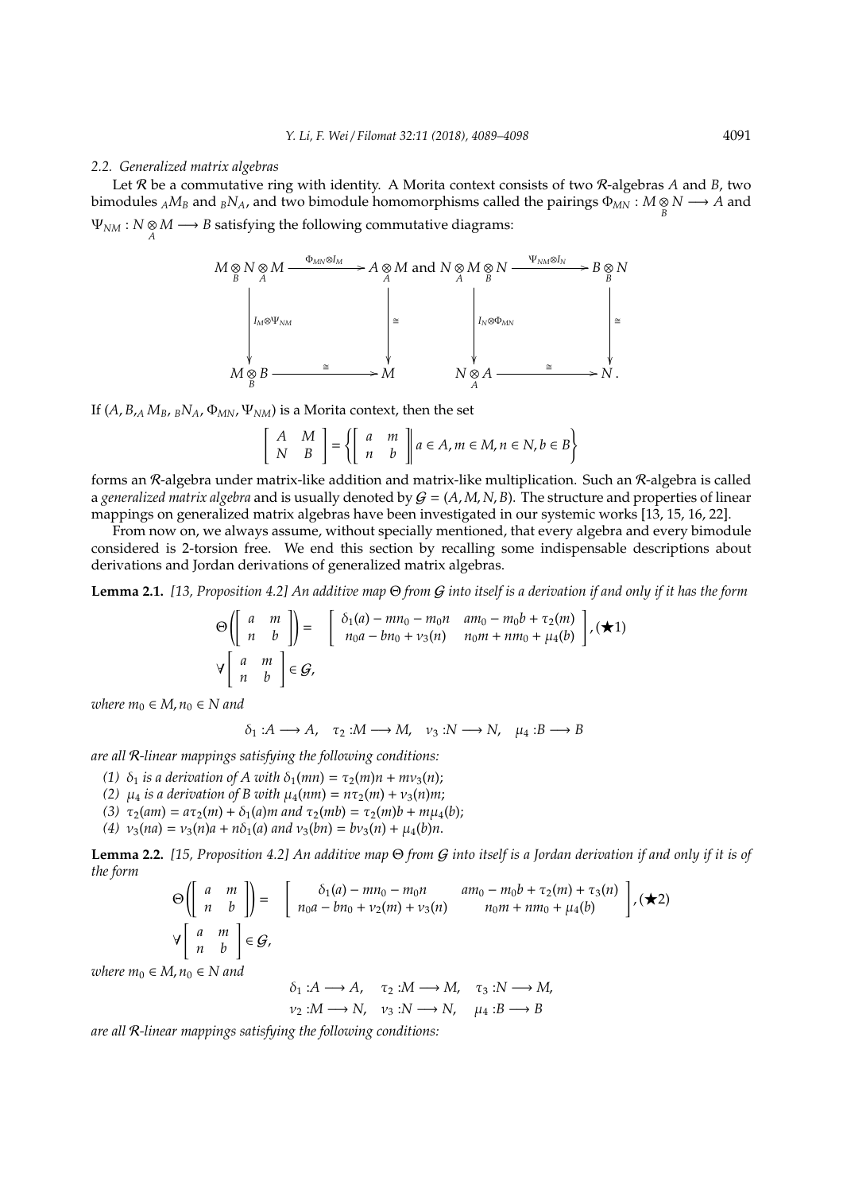### 2.2. Generalized matrix algebras

Let $\mathcal{R}$ be a commutative ring with identity. A Morita context consists of two $\mathcal{R}$-algebras $A$ and $B$, two bimodules ${}_AM_B$ and ${}_BN_A$, and two bimodule homomorphisms called the pairings $\Phi_{MN} : M \underset{B}{\otimes} N \longrightarrow A$ and $\Psi_{NM} : N \underset{A}{\otimes} M \longrightarrow B$ satisfying the following commutative diagrams:

$$
\begin{array}{ccc}
M \underset{B}{\otimes} N \underset{A}{\otimes} M & \xrightarrow{\Phi_{MN} \otimes I_M} & A \underset{A}{\otimes} M \\
\downarrow{\scriptstyle I_M \otimes \Psi_{NM}} & & \downarrow{\scriptstyle \cong} \\
M \underset{B}{\otimes} B & \xrightarrow{\cong} & M
\end{array}
\quad \text{and} \quad
\begin{array}{ccc}
N \underset{A}{\otimes} M \underset{B}{\otimes} N & \xrightarrow{\Psi_{NM} \otimes I_N} & B \underset{B}{\otimes} N \\
\downarrow{\scriptstyle I_N \otimes \Phi_{MN}} & & \downarrow{\scriptstyle \cong} \\
N \underset{A}{\otimes} A & \xrightarrow{\cong} & N.
\end{array}
$$

If $(A, B, {}_AM_B, {}_BN_A, \Phi_{MN}, \Psi_{NM})$ is a Morita context, then the set

$$
\left[ \begin{array}{cc} A & M \\ N & B \end{array} \right] = \left\{ \left[ \begin{array}{cc} a & m \\ n & b \end{array} \right] \middle| \, a \in A, m \in M, n \in N, b \in B \right\}
$$

forms an $\mathcal{R}$-algebra under matrix-like addition and matrix-like multiplication. Such an $\mathcal{R}$-algebra is called a *generalized matrix algebra* and is usually denoted by $\mathcal{G} = (A, M, N, B)$. The structure and properties of linear mappings on generalized matrix algebras have been investigated in our systemic works [13, 15, 16, 22].

From now on, we always assume, without specially mentioned, that every algebra and every bimodule considered is 2-torsion free. We end this section by recalling some indispensable descriptions about derivations and Jordan derivations of generalized matrix algebras.

**Lemma 2.1.** *[13, Proposition 4.2] An additive map $\Theta$ from $\mathcal{G}$ into itself is a derivation if and only if it has the form*

$$
\Theta\left( \left[ \begin{array}{cc} a & m \\ n & b \end{array} \right] \right) = \left[ \begin{array}{cc} \delta_1(a) - mn_0 - m_0 n & am_0 - m_0 b + \tau_2(m) \\ n_0 a - bn_0 + \nu_3(n) & n_0 m + nm_0 + \mu_4(b) \end{array} \right], (\bigstar 1)
$$
$$
\forall \left[ \begin{array}{cc} a & m \\ n & b \end{array} \right] \in \mathcal{G},
$$

*where $m_0 \in M, n_0 \in N$ and*

$$
\delta_1 : A \longrightarrow A, \quad \tau_2 : M \longrightarrow M, \quad \nu_3 : N \longrightarrow N, \quad \mu_4 : B \longrightarrow B
$$

*are all $\mathcal{R}$-linear mappings satisfying the following conditions:*

*(1) $\delta_1$ is a derivation of $A$ with $\delta_1(mn) = \tau_2(m)n + m\nu_3(n)$;*

*(2) $\mu_4$ is a derivation of $B$ with $\mu_4(nm) = n\tau_2(m) + \nu_3(n)m$;*

*(3) $\tau_2(am) = a\tau_2(m) + \delta_1(a)m$ and $\tau_2(mb) = \tau_2(m)b + m\mu_4(b)$;*

*(4) $\nu_3(na) = \nu_3(n)a + n\delta_1(a)$ and $\nu_3(bn) = b\nu_3(n) + \mu_4(b)n$.*

**Lemma 2.2.** *[15, Proposition 4.2] An additive map $\Theta$ from $\mathcal{G}$ into itself is a Jordan derivation if and only if it is of the form*

$$
\Theta\left( \left[ \begin{array}{cc} a & m \\ n & b \end{array} \right] \right) = \left[ \begin{array}{cc} \delta_1(a) - mn_0 - m_0 n & am_0 - m_0 b + \tau_2(m) + \tau_3(n) \\ n_0 a - bn_0 + \nu_2(m) + \nu_3(n) & n_0 m + nm_0 + \mu_4(b) \end{array} \right], (\bigstar 2)
$$
$$
\forall \left[ \begin{array}{cc} a & m \\ n & b \end{array} \right] \in \mathcal{G},
$$

*where $m_0 \in M, n_0 \in N$ and*

$$
\delta_1 : A \longrightarrow A, \quad \tau_2 : M \longrightarrow M, \quad \tau_3 : N \longrightarrow M,
$$
$$
\nu_2 : M \longrightarrow N, \quad \nu_3 : N \longrightarrow N, \quad \mu_4 : B \longrightarrow B
$$

*are all $\mathcal{R}$-linear mappings satisfying the following conditions:*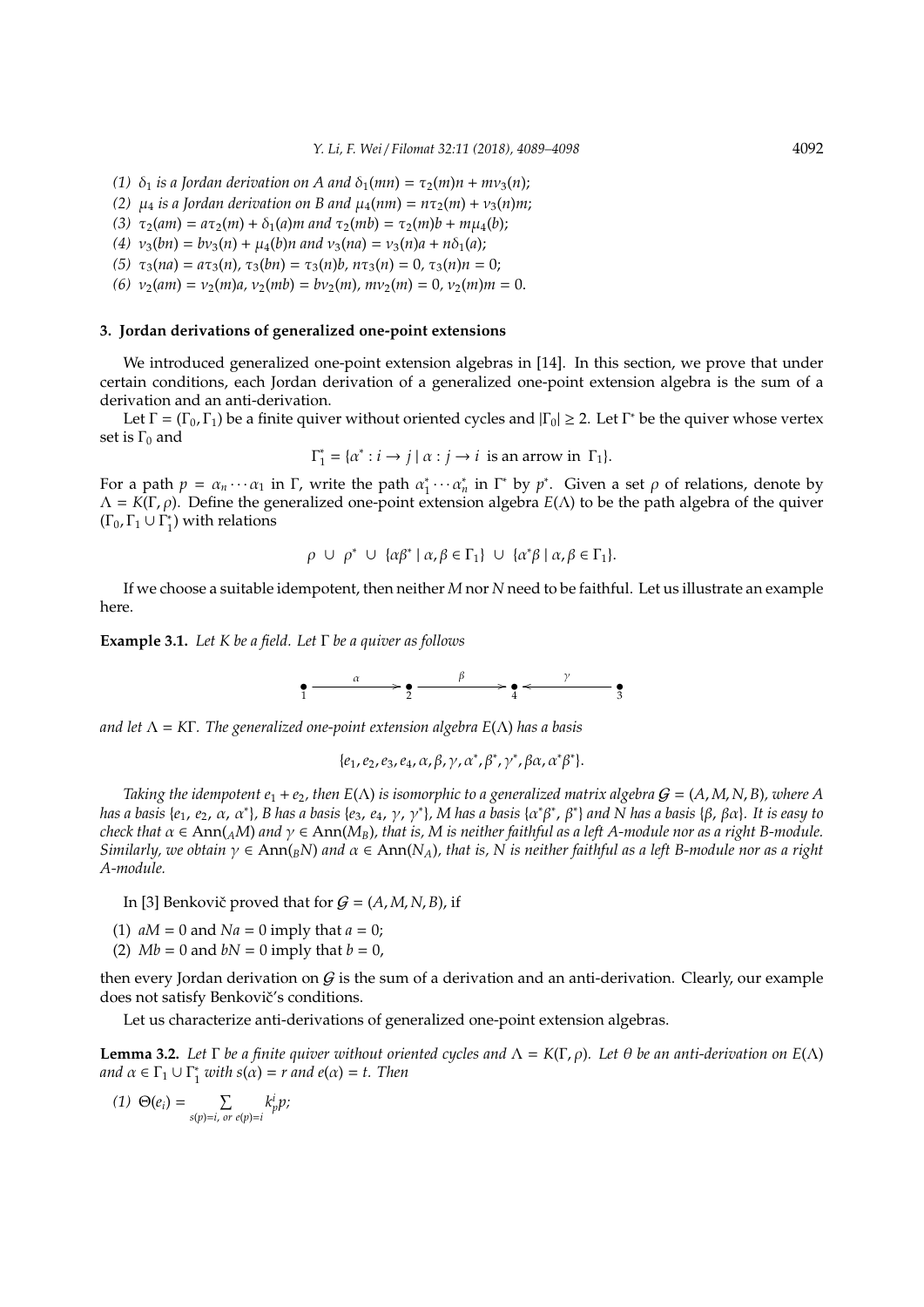(1) $\delta_1$ *is a Jordan derivation on $A$ and* $\delta_1(mn) = \tau_2(m)n + m\nu_3(n)$;

(2) $\mu_4$ *is a Jordan derivation on $B$ and* $\mu_4(nm) = n\tau_2(m) + \nu_3(n)m$;

(3) $\tau_2(am) = a\tau_2(m) + \delta_1(a)m$ *and* $\tau_2(mb) = \tau_2(m)b + m\mu_4(b)$;

(4) $\nu_3(bn) = b\nu_3(n) + \mu_4(b)n$ *and* $\nu_3(na) = \nu_3(n)a + n\delta_1(a)$;

(5) $\tau_3(na) = a\tau_3(n)$, $\tau_3(bn) = \tau_3(n)b$, $n\tau_3(n) = 0$, $\tau_3(n)n = 0$;

(6) $\nu_2(am) = \nu_2(m)a$, $\nu_2(mb) = b\nu_2(m)$, $m\nu_2(m) = 0$, $\nu_2(m)m = 0$.

## 3. Jordan derivations of generalized one-point extensions

We introduced generalized one-point extension algebras in [14]. In this section, we prove that under certain conditions, each Jordan derivation of a generalized one-point extension algebra is the sum of a derivation and an anti-derivation.

Let $\Gamma = (\Gamma_0, \Gamma_1)$ be a finite quiver without oriented cycles and $|\Gamma_0| \geq 2$. Let $\Gamma^*$ be the quiver whose vertex set is $\Gamma_0$ and

$$\Gamma_1^* = \{\alpha^* : i \to j \mid \alpha : j \to i \text{ is an arrow in } \Gamma_1\}.$$

For a path $p = \alpha_n \cdots \alpha_1$ in $\Gamma$, write the path $\alpha_1^* \cdots \alpha_n^*$ in $\Gamma^*$ by $p^*$. Given a set $\rho$ of relations, denote by $\Lambda = K(\Gamma, \rho)$. Define the generalized one-point extension algebra $E(\Lambda)$ to be the path algebra of the quiver $(\Gamma_0, \Gamma_1 \cup \Gamma_1^*)$ with relations

$$\rho \ \cup \ \rho^* \ \cup \ \{\alpha\beta^* \mid \alpha, \beta \in \Gamma_1\} \ \cup \ \{\alpha^*\beta \mid \alpha, \beta \in \Gamma_1\}.$$

If we choose a suitable idempotent, then neither $M$ nor $N$ need to be faithful. Let us illustrate an example here.

**Example 3.1.** *Let $K$ be a field. Let $\Gamma$ be a quiver as follows*

$$\underset{1}{\bullet} \xrightarrow{\ \alpha\ } \underset{2}{\bullet} \xrightarrow{\ \beta\ } \underset{4}{\bullet} \xleftarrow{\ \gamma\ } \underset{3}{\bullet}$$

*and let $\Lambda = K\Gamma$. The generalized one-point extension algebra $E(\Lambda)$ has a basis*

$$\{e_1, e_2, e_3, e_4, \alpha, \beta, \gamma, \alpha^*, \beta^*, \gamma^*, \beta\alpha, \alpha^*\beta^*\}.$$

*Taking the idempotent $e_1 + e_2$, then $E(\Lambda)$ is isomorphic to a generalized matrix algebra $\mathcal{G} = (A, M, N, B)$, where $A$ has a basis $\{e_1, e_2, \alpha, \alpha^*\}$, $B$ has a basis $\{e_3, e_4, \gamma, \gamma^*\}$, $M$ has a basis $\{\alpha^*\beta^*, \beta^*\}$ and $N$ has a basis $\{\beta, \beta\alpha\}$. It is easy to check that $\alpha \in \text{Ann}(_AM)$ and $\gamma \in \text{Ann}(M_B)$, that is, $M$ is neither faithful as a left $A$-module nor as a right $B$-module. Similarly, we obtain $\gamma \in \text{Ann}(_BN)$ and $\alpha \in \text{Ann}(N_A)$, that is, $N$ is neither faithful as a left $B$-module nor as a right $A$-module.*

In [3] Benkovič proved that for $\mathcal{G} = (A, M, N, B)$, if

(1) $aM = 0$ and $Na = 0$ imply that $a = 0$;

(2) $Mb = 0$ and $bN = 0$ imply that $b = 0$,

then every Jordan derivation on $\mathcal{G}$ is the sum of a derivation and an anti-derivation. Clearly, our example does not satisfy Benkovič's conditions.

Let us characterize anti-derivations of generalized one-point extension algebras.

**Lemma 3.2.** *Let $\Gamma$ be a finite quiver without oriented cycles and $\Lambda = K(\Gamma, \rho)$. Let $\theta$ be an anti-derivation on $E(\Lambda)$ and $\alpha \in \Gamma_1 \cup \Gamma_1^*$ with $s(\alpha) = r$ and $e(\alpha) = t$. Then*

(1) $\Theta(e_i) = \sum\limits_{s(p)=i, \text{ or } e(p)=i} k_p^i p$;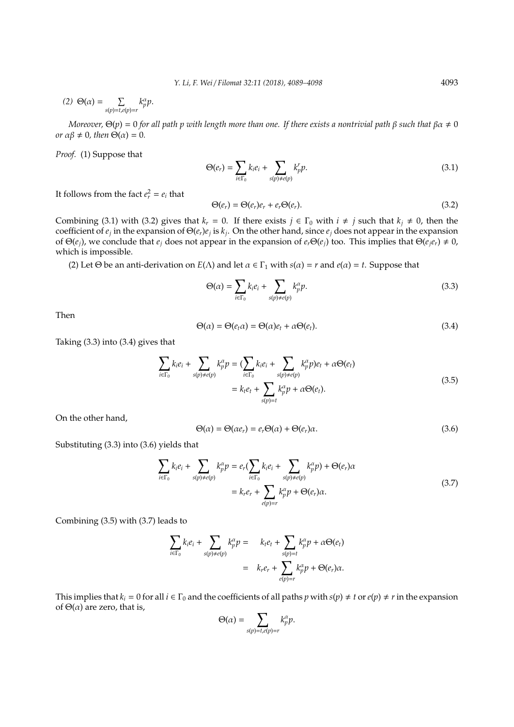*(2)* $\Theta(\alpha) = \sum_{s(p)=t,e(p)=r} k^{\alpha}_p p$.

*Moreover,* $\Theta(p) = 0$ *for all path p with length more than one. If there exists a nontrivial path* $\beta$ *such that* $\beta\alpha \neq 0$ *or* $\alpha\beta \neq 0$*, then* $\Theta(\alpha) = 0$.

*Proof.* (1) Suppose that

$$\Theta(e_r) = \sum_{i\in\Gamma_0} k_i e_i + \sum_{s(p)\neq e(p)} k^r_p p. \tag{3.1}$$

It follows from the fact $e_r^2 = e_i$ that

$$\Theta(e_r) = \Theta(e_r)e_r + e_r\Theta(e_r). \tag{3.2}$$

Combining (3.1) with (3.2) gives that $k_r = 0$. If there exists $j \in \Gamma_0$ with $i \neq j$ such that $k_j \neq 0$, then the coefficient of $e_j$ in the expansion of $\Theta(e_r)e_j$ is $k_j$. On the other hand, since $e_j$ does not appear in the expansion of $\Theta(e_j)$, we conclude that $e_j$ does not appear in the expansion of $e_r\Theta(e_j)$ too. This implies that $\Theta(e_j e_r) \neq 0$, which is impossible.

(2) Let $\Theta$ be an anti-derivation on $E(\Lambda)$ and let $\alpha \in \Gamma_1$ with $s(\alpha) = r$ and $e(\alpha) = t$. Suppose that

$$\Theta(\alpha) = \sum_{i\in\Gamma_0} k_i e_i + \sum_{s(p)\neq e(p)} k^{\alpha}_p p. \tag{3.3}$$

Then

$$\Theta(\alpha) = \Theta(e_t\alpha) = \Theta(\alpha)e_t + \alpha\Theta(e_t). \tag{3.4}$$

Taking (3.3) into (3.4) gives that

$$\begin{aligned} \sum_{i\in\Gamma_0} k_i e_i + \sum_{s(p)\neq e(p)} k^{\alpha}_p p &= (\sum_{i\in\Gamma_0} k_i e_i + \sum_{s(p)\neq e(p)} k^{\alpha}_p p)e_t + \alpha\Theta(e_t) \\ &= k_t e_t + \sum_{s(p)=t} k^{\alpha}_p p + \alpha\Theta(e_t). \end{aligned} \tag{3.5}$$

On the other hand,

$$\Theta(\alpha) = \Theta(\alpha e_r) = e_r\Theta(\alpha) + \Theta(e_r)\alpha. \tag{3.6}$$

Substituting (3.3) into (3.6) yields that

$$\begin{aligned} \sum_{i\in\Gamma_0} k_i e_i + \sum_{s(p)\neq e(p)} k^{\alpha}_p p &= e_r(\sum_{i\in\Gamma_0} k_i e_i + \sum_{s(p)\neq e(p)} k^{\alpha}_p p) + \Theta(e_r)\alpha \\ &= k_r e_r + \sum_{e(p)=r} k^{\alpha}_p p + \Theta(e_r)\alpha. \end{aligned} \tag{3.7}$$

Combining (3.5) with (3.7) leads to

$$\begin{aligned} \sum_{i\in\Gamma_0} k_i e_i + \sum_{s(p)\neq e(p)} k^{\alpha}_p p = \quad & k_t e_t + \sum_{s(p)=t} k^{\alpha}_p p + \alpha\Theta(e_t) \\ = \quad & k_r e_r + \sum_{e(p)=r} k^{\alpha}_p p + \Theta(e_r)\alpha. \end{aligned}$$

This implies that $k_i = 0$ for all $i \in \Gamma_0$ and the coefficients of all paths $p$ with $s(p) \neq t$ or $e(p) \neq r$ in the expansion of $\Theta(\alpha)$ are zero, that is,

$$\Theta(\alpha) = \sum_{s(p)=t,e(p)=r} k^{\alpha}_p p.$$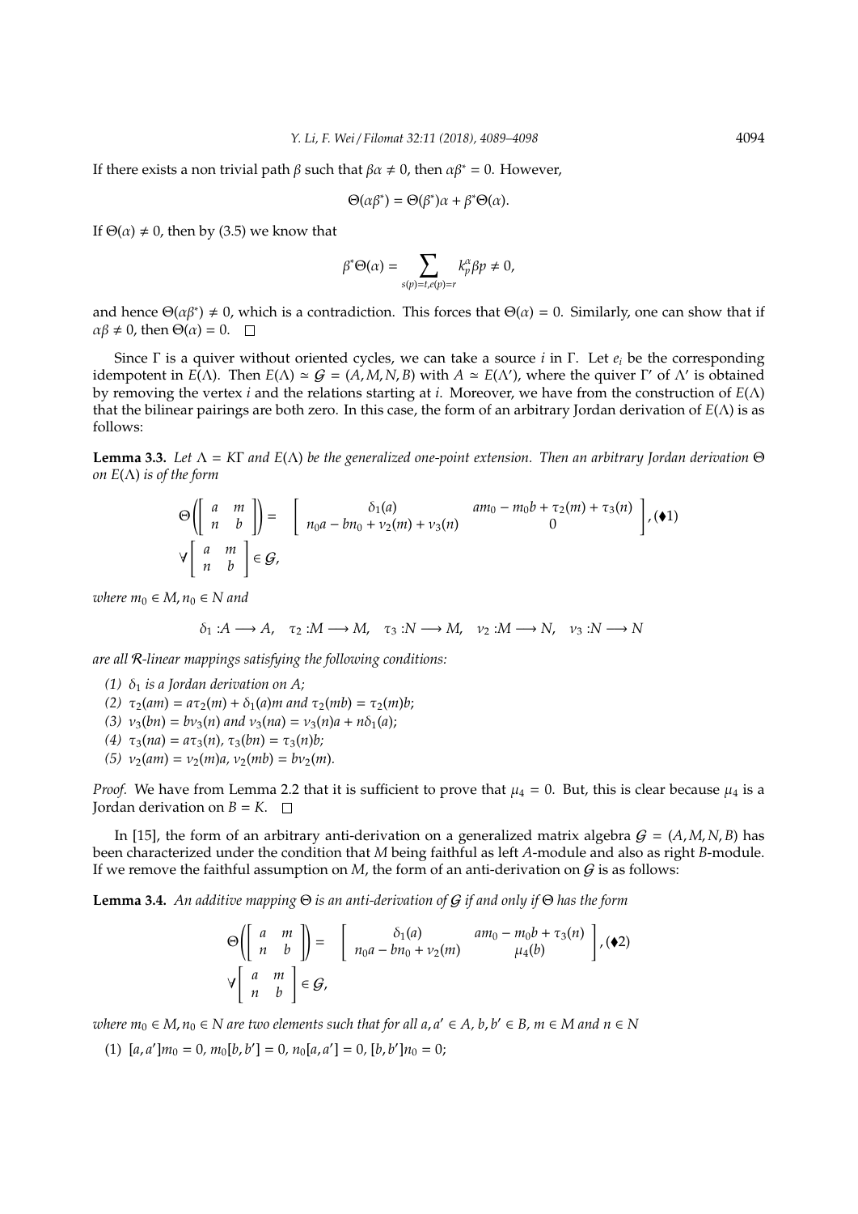If there exists a non trivial path $\beta$ such that $\beta\alpha \neq 0$, then $\alpha\beta^* = 0$. However,

$$\Theta(\alpha\beta^*) = \Theta(\beta^*)\alpha + \beta^*\Theta(\alpha).$$

If $\Theta(\alpha) \neq 0$, then by (3.5) we know that

$$\beta^*\Theta(\alpha) = \sum_{s(p)=t, e(p)=r} k_p^\alpha \beta p \neq 0,$$

and hence $\Theta(\alpha\beta^*) \neq 0$, which is a contradiction. This forces that $\Theta(\alpha) = 0$. Similarly, one can show that if $\alpha\beta \neq 0$, then $\Theta(\alpha) = 0$. $\square$

Since $\Gamma$ is a quiver without oriented cycles, we can take a source $i$ in $\Gamma$. Let $e_i$ be the corresponding idempotent in $E(\Lambda)$. Then $E(\Lambda) \simeq \mathcal{G} = (A, M, N, B)$ with $A \simeq E(\Lambda')$, where the quiver $\Gamma'$ of $\Lambda'$ is obtained by removing the vertex $i$ and the relations starting at $i$. Moreover, we have from the construction of $E(\Lambda)$ that the bilinear pairings are both zero. In this case, the form of an arbitrary Jordan derivation of $E(\Lambda)$ is as follows:

**Lemma 3.3.** *Let $\Lambda = K\Gamma$ and $E(\Lambda)$ be the generalized one-point extension. Then an arbitrary Jordan derivation $\Theta$ on $E(\Lambda)$ is of the form*

$$\Theta\left(\begin{bmatrix} a & m \\ n & b \end{bmatrix}\right) = \begin{bmatrix} \delta_1(a) & am_0 - m_0 b + \tau_2(m) + \tau_3(n) \\ n_0 a - b n_0 + \nu_2(m) + \nu_3(n) & 0 \end{bmatrix}, (\blacklozenge 1)$$
$$\forall \begin{bmatrix} a & m \\ n & b \end{bmatrix} \in \mathcal{G},$$

*where $m_0 \in M, n_0 \in N$ and*

$$\delta_1 : A \longrightarrow A, \quad \tau_2 : M \longrightarrow M, \quad \tau_3 : N \longrightarrow M, \quad \nu_2 : M \longrightarrow N, \quad \nu_3 : N \longrightarrow N$$

*are all $\mathcal{R}$-linear mappings satisfying the following conditions:*

*(1) $\delta_1$ is a Jordan derivation on $A$;*
*(2) $\tau_2(am) = a\tau_2(m) + \delta_1(a)m$ and $\tau_2(mb) = \tau_2(m)b$;*
*(3) $\nu_3(bn) = b\nu_3(n)$ and $\nu_3(na) = \nu_3(n)a + n\delta_1(a)$;*
*(4) $\tau_3(na) = a\tau_3(n)$, $\tau_3(bn) = \tau_3(n)b$;*
*(5) $\nu_2(am) = \nu_2(m)a$, $\nu_2(mb) = b\nu_2(m)$.*

*Proof.* We have from Lemma 2.2 that it is sufficient to prove that $\mu_4 = 0$. But, this is clear because $\mu_4$ is a Jordan derivation on $B = K$. $\square$

In [15], the form of an arbitrary anti-derivation on a generalized matrix algebra $\mathcal{G} = (A, M, N, B)$ has been characterized under the condition that $M$ being faithful as left $A$-module and also as right $B$-module. If we remove the faithful assumption on $M$, the form of an anti-derivation on $\mathcal{G}$ is as follows:

**Lemma 3.4.** *An additive mapping $\Theta$ is an anti-derivation of $\mathcal{G}$ if and only if $\Theta$ has the form*

$$\Theta\left(\begin{bmatrix} a & m \\ n & b \end{bmatrix}\right) = \begin{bmatrix} \delta_1(a) & am_0 - m_0 b + \tau_3(n) \\ n_0 a - b n_0 + \nu_2(m) & \mu_4(b) \end{bmatrix}, (\blacklozenge 2)$$
$$\forall \begin{bmatrix} a & m \\ n & b \end{bmatrix} \in \mathcal{G},$$

*where $m_0 \in M, n_0 \in N$ are two elements such that for all $a, a' \in A$, $b, b' \in B$, $m \in M$ and $n \in N$*

(1) $[a, a']m_0 = 0$, $m_0[b, b'] = 0$, $n_0[a, a'] = 0$, $[b, b']n_0 = 0$;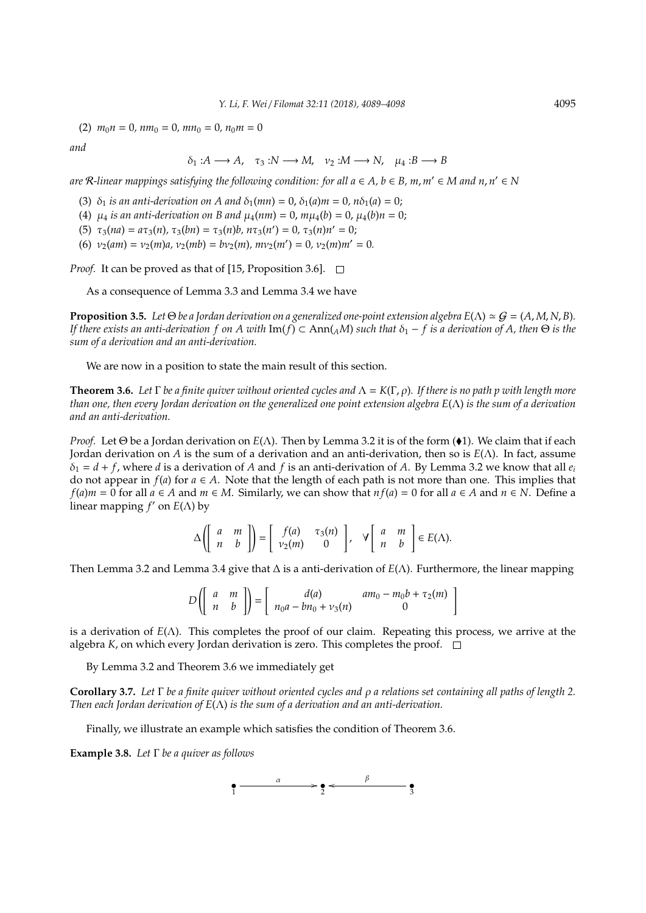(2) $m_0n = 0$, $nm_0 = 0$, $mn_0 = 0$, $n_0m = 0$

*and*

$$\delta_1 : A \longrightarrow A, \quad \tau_3 : N \longrightarrow M, \quad \nu_2 : M \longrightarrow N, \quad \mu_4 : B \longrightarrow B$$

*are $\mathcal{R}$-linear mappings satisfying the following condition: for all $a \in A$, $b \in B$, $m, m' \in M$ and $n, n' \in N$*

(3) *$\delta_1$ is an anti-derivation on $A$ and $\delta_1(mn) = 0$, $\delta_1(a)m = 0$, $n\delta_1(a) = 0$;*

(4) *$\mu_4$ is an anti-derivation on $B$ and $\mu_4(nm) = 0$, $m\mu_4(b) = 0$, $\mu_4(b)n = 0$;*

(5) *$\tau_3(na) = a\tau_3(n)$, $\tau_3(bn) = \tau_3(n)b$, $n\tau_3(n') = 0$, $\tau_3(n)n' = 0$;*

(6) *$\nu_2(am) = \nu_2(m)a$, $\nu_2(mb) = b\nu_2(m)$, $m\nu_2(m') = 0$, $\nu_2(m)m' = 0$.*

*Proof.* It can be proved as that of [15, Proposition 3.6]. □

As a consequence of Lemma 3.3 and Lemma 3.4 we have

**Proposition 3.5.** *Let $\Theta$ be a Jordan derivation on a generalized one-point extension algebra $E(\Lambda) \simeq \mathcal{G} = (A, M, N, B)$. If there exists an anti-derivation $f$ on $A$ with $\mathrm{Im}(f) \subset \mathrm{Ann}(_AM)$ such that $\delta_1 - f$ is a derivation of $A$, then $\Theta$ is the sum of a derivation and an anti-derivation.*

We are now in a position to state the main result of this section.

**Theorem 3.6.** *Let $\Gamma$ be a finite quiver without oriented cycles and $\Lambda = K(\Gamma, \rho)$. If there is no path $p$ with length more than one, then every Jordan derivation on the generalized one point extension algebra $E(\Lambda)$ is the sum of a derivation and an anti-derivation.*

*Proof.* Let $\Theta$ be a Jordan derivation on $E(\Lambda)$. Then by Lemma 3.2 it is of the form (♦1). We claim that if each Jordan derivation on $A$ is the sum of a derivation and an anti-derivation, then so is $E(\Lambda)$. In fact, assume $\delta_1 = d + f$, where $d$ is a derivation of $A$ and $f$ is an anti-derivation of $A$. By Lemma 3.2 we know that all $e_i$ do not appear in $f(a)$ for $a \in A$. Note that the length of each path is not more than one. This implies that $f(a)m = 0$ for all $a \in A$ and $m \in M$. Similarly, we can show that $nf(a) = 0$ for all $a \in A$ and $n \in N$. Define a linear mapping $f'$ on $E(\Lambda)$ by

$$\Delta\left(\begin{bmatrix} a & m \\ n & b \end{bmatrix}\right) = \begin{bmatrix} f(a) & \tau_3(n) \\ \nu_2(m) & 0 \end{bmatrix}, \quad \forall \begin{bmatrix} a & m \\ n & b \end{bmatrix} \in E(\Lambda).$$

Then Lemma 3.2 and Lemma 3.4 give that $\Delta$ is a anti-derivation of $E(\Lambda)$. Furthermore, the linear mapping

$$D\left(\begin{bmatrix} a & m \\ n & b \end{bmatrix}\right) = \begin{bmatrix} d(a) & am_0 - m_0b + \tau_2(m) \\ n_0a - bn_0 + \nu_3(n) & 0 \end{bmatrix}$$

is a derivation of $E(\Lambda)$. This completes the proof of our claim. Repeating this process, we arrive at the algebra $K$, on which every Jordan derivation is zero. This completes the proof. □

By Lemma 3.2 and Theorem 3.6 we immediately get

**Corollary 3.7.** *Let $\Gamma$ be a finite quiver without oriented cycles and $\rho$ a relations set containing all paths of length 2. Then each Jordan derivation of $E(\Lambda)$ is the sum of a derivation and an anti-derivation.*

Finally, we illustrate an example which satisfies the condition of Theorem 3.6.

**Example 3.8.** *Let $\Gamma$ be a quiver as follows*

$$\underset{1}{\bullet} \xrightarrow{\quad\alpha\quad} \underset{2}{\bullet} \xleftarrow{\quad\beta\quad} \underset{3}{\bullet}$$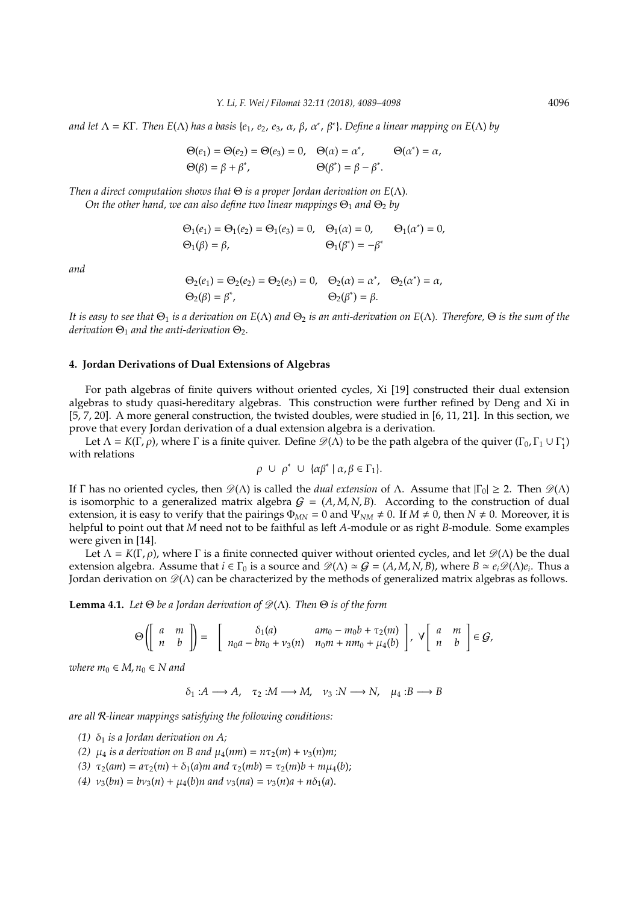*and let $\Lambda = K\Gamma$. Then $E(\Lambda)$ has a basis $\{e_1, e_2, e_3, \alpha, \beta, \alpha^*, \beta^*\}$. Define a linear mapping on $E(\Lambda)$ by*

$$\Theta(e_1) = \Theta(e_2) = \Theta(e_3) = 0, \quad \Theta(\alpha) = \alpha^*, \qquad \Theta(\alpha^*) = \alpha,$$
$$\Theta(\beta) = \beta + \beta^*, \qquad \Theta(\beta^*) = \beta - \beta^*.$$

*Then a direct computation shows that $\Theta$ is a proper Jordan derivation on $E(\Lambda)$.*

*On the other hand, we can also define two linear mappings $\Theta_1$ and $\Theta_2$ by*

$$\Theta_1(e_1) = \Theta_1(e_2) = \Theta_1(e_3) = 0, \quad \Theta_1(\alpha) = 0, \qquad \Theta_1(\alpha^*) = 0,$$
$$\Theta_1(\beta) = \beta, \qquad \Theta_1(\beta^*) = -\beta^*$$

*and*

$$\Theta_2(e_1) = \Theta_2(e_2) = \Theta_2(e_3) = 0, \quad \Theta_2(\alpha) = \alpha^*, \quad \Theta_2(\alpha^*) = \alpha,$$
$$\Theta_2(\beta) = \beta^*, \qquad \Theta_2(\beta^*) = \beta.$$

*It is easy to see that $\Theta_1$ is a derivation on $E(\Lambda)$ and $\Theta_2$ is an anti-derivation on $E(\Lambda)$. Therefore, $\Theta$ is the sum of the derivation $\Theta_1$ and the anti-derivation $\Theta_2$.*

## 4. Jordan Derivations of Dual Extensions of Algebras

For path algebras of finite quivers without oriented cycles, Xi [19] constructed their dual extension algebras to study quasi-hereditary algebras. This construction were further refined by Deng and Xi in [5, 7, 20]. A more general construction, the twisted doubles, were studied in [6, 11, 21]. In this section, we prove that every Jordan derivation of a dual extension algebra is a derivation.

Let $\Lambda = K(\Gamma, \rho)$, where $\Gamma$ is a finite quiver. Define $\mathscr{D}(\Lambda)$ to be the path algebra of the quiver $(\Gamma_0, \Gamma_1 \cup \Gamma_1^*)$ with relations

$$\rho \ \cup \ \rho^* \ \cup \ \{\alpha\beta^* \mid \alpha, \beta \in \Gamma_1\}.$$

If $\Gamma$ has no oriented cycles, then $\mathscr{D}(\Lambda)$ is called the *dual extension* of $\Lambda$. Assume that $|\Gamma_0| \geq 2$. Then $\mathscr{D}(\Lambda)$ is isomorphic to a generalized matrix algebra $\mathcal{G} = (A, M, N, B)$. According to the construction of dual extension, it is easy to verify that the pairings $\Phi_{MN} = 0$ and $\Psi_{NM} \neq 0$. If $M \neq 0$, then $N \neq 0$. Moreover, it is helpful to point out that $M$ need not to be faithful as left $A$-module or as right $B$-module. Some examples were given in [14].

Let $\Lambda = K(\Gamma, \rho)$, where $\Gamma$ is a finite connected quiver without oriented cycles, and let $\mathscr{D}(\Lambda)$ be the dual extension algebra. Assume that $i \in \Gamma_0$ is a source and $\mathscr{D}(\Lambda) \simeq \mathcal{G} = (A, M, N, B)$, where $B \simeq e_i\mathscr{D}(\Lambda)e_i$. Thus a Jordan derivation on $\mathscr{D}(\Lambda)$ can be characterized by the methods of generalized matrix algebras as follows.

**Lemma 4.1.** *Let $\Theta$ be a Jordan derivation of $\mathscr{D}(\Lambda)$. Then $\Theta$ is of the form*

$$\Theta\left(\begin{bmatrix} a & m \\ n & b \end{bmatrix}\right) = \begin{bmatrix} \delta_1(a) & am_0 - m_0b + \tau_2(m) \\ n_0a - bn_0 + \nu_3(n) & n_0m + nm_0 + \mu_4(b) \end{bmatrix}, \ \forall \begin{bmatrix} a & m \\ n & b \end{bmatrix} \in \mathcal{G},$$

*where $m_0 \in M, n_0 \in N$ and*

$$\delta_1 : A \longrightarrow A, \quad \tau_2 : M \longrightarrow M, \quad \nu_3 : N \longrightarrow N, \quad \mu_4 : B \longrightarrow B$$

*are all $\mathcal{R}$-linear mappings satisfying the following conditions:*

*(1) $\delta_1$ is a Jordan derivation on $A$;*

*(2) $\mu_4$ is a derivation on $B$ and $\mu_4(nm) = n\tau_2(m) + \nu_3(n)m$;*

*(3) $\tau_2(am) = a\tau_2(m) + \delta_1(a)m$ and $\tau_2(mb) = \tau_2(m)b + m\mu_4(b)$;*

*(4) $\nu_3(bn) = b\nu_3(n) + \mu_4(b)n$ and $\nu_3(na) = \nu_3(n)a + n\delta_1(a)$.*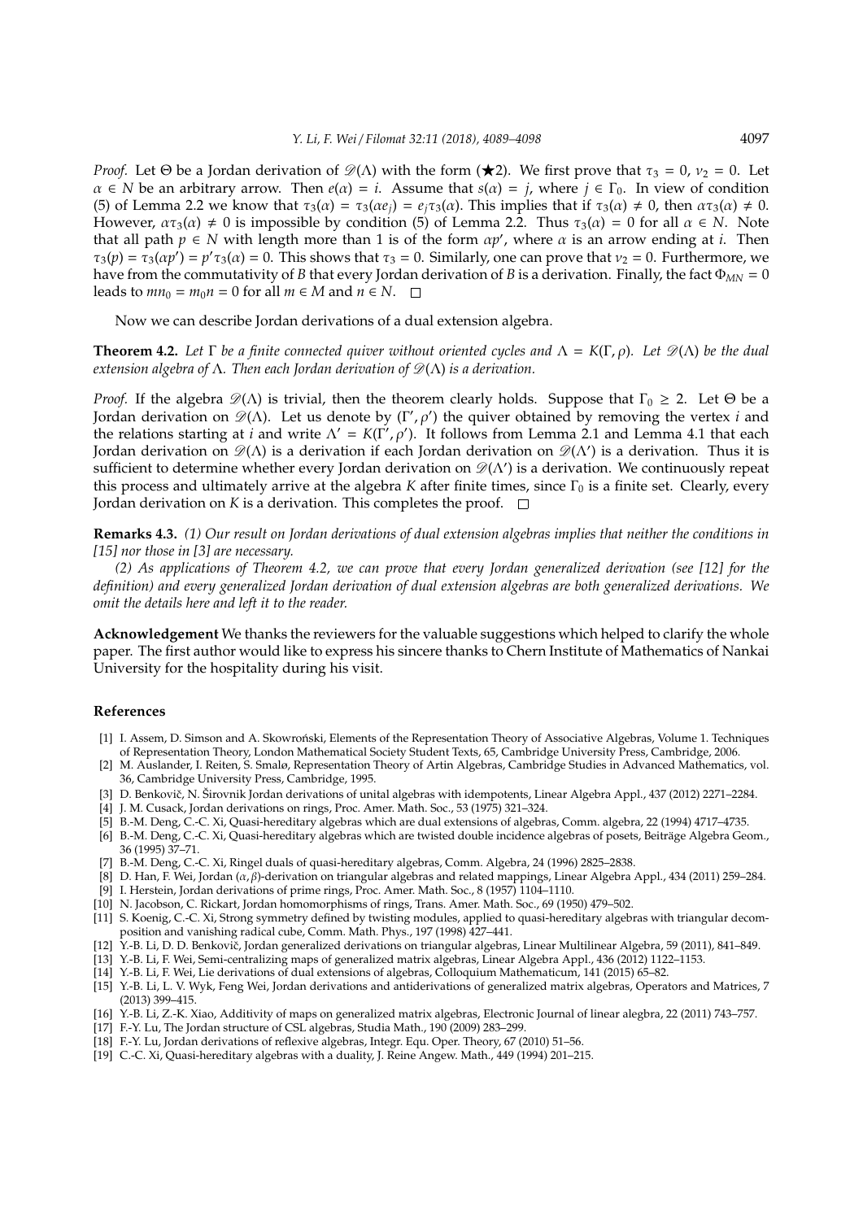*Proof.* Let $\Theta$ be a Jordan derivation of $\mathscr{D}(\Lambda)$ with the form ($\bigstar 2$). We first prove that $\tau_3 = 0$, $\nu_2 = 0$. Let $\alpha \in N$ be an arbitrary arrow. Then $e(\alpha) = i$. Assume that $s(\alpha) = j$, where $j \in \Gamma_0$. In view of condition (5) of Lemma 2.2 we know that $\tau_3(\alpha) = \tau_3(\alpha e_j) = e_j \tau_3(\alpha)$. This implies that if $\tau_3(\alpha) \neq 0$, then $\alpha\tau_3(\alpha) \neq 0$. However, $\alpha\tau_3(\alpha) \neq 0$ is impossible by condition (5) of Lemma 2.2. Thus $\tau_3(\alpha) = 0$ for all $\alpha \in N$. Note that all path $p \in N$ with length more than 1 is of the form $\alpha p'$, where $\alpha$ is an arrow ending at $i$. Then $\tau_3(p) = \tau_3(\alpha p') = p'\tau_3(\alpha) = 0$. This shows that $\tau_3 = 0$. Similarly, one can prove that $\nu_2 = 0$. Furthermore, we have from the commutativity of $B$ that every Jordan derivation of $B$ is a derivation. Finally, the fact $\Phi_{MN} = 0$ leads to $mn_0 = m_0 n = 0$ for all $m \in M$ and $n \in N$. $\square$

Now we can describe Jordan derivations of a dual extension algebra.

**Theorem 4.2.** *Let $\Gamma$ be a finite connected quiver without oriented cycles and $\Lambda = K(\Gamma, \rho)$. Let $\mathscr{D}(\Lambda)$ be the dual extension algebra of $\Lambda$. Then each Jordan derivation of $\mathscr{D}(\Lambda)$ is a derivation.*

*Proof.* If the algebra $\mathscr{D}(\Lambda)$ is trivial, then the theorem clearly holds. Suppose that $\Gamma_0 \geq 2$. Let $\Theta$ be a Jordan derivation on $\mathscr{D}(\Lambda)$. Let us denote by $(\Gamma', \rho')$ the quiver obtained by removing the vertex $i$ and the relations starting at $i$ and write $\Lambda' = K(\Gamma', \rho')$. It follows from Lemma 2.1 and Lemma 4.1 that each Jordan derivation on $\mathscr{D}(\Lambda)$ is a derivation if each Jordan derivation on $\mathscr{D}(\Lambda')$ is a derivation. Thus it is sufficient to determine whether every Jordan derivation on $\mathscr{D}(\Lambda')$ is a derivation. We continuously repeat this process and ultimately arrive at the algebra $K$ after finite times, since $\Gamma_0$ is a finite set. Clearly, every Jordan derivation on $K$ is a derivation. This completes the proof. $\square$

**Remarks 4.3.** *(1) Our result on Jordan derivations of dual extension algebras implies that neither the conditions in [15] nor those in [3] are necessary.*

*(2) As applications of Theorem 4.2, we can prove that every Jordan generalized derivation (see [12] for the definition) and every generalized Jordan derivation of dual extension algebras are both generalized derivations. We omit the details here and left it to the reader.*

**Acknowledgement** We thanks the reviewers for the valuable suggestions which helped to clarify the whole paper. The first author would like to express his sincere thanks to Chern Institute of Mathematics of Nankai University for the hospitality during his visit.

## References

[1] I. Assem, D. Simson and A. Skowroński, Elements of the Representation Theory of Associative Algebras, Volume 1. Techniques of Representation Theory, London Mathematical Society Student Texts, 65, Cambridge University Press, Cambridge, 2006.

[2] M. Auslander, I. Reiten, S. Smalø, Representation Theory of Artin Algebras, Cambridge Studies in Advanced Mathematics, vol. 36, Cambridge University Press, Cambridge, 1995.

[3] D. Benkovič, N. Širovnik Jordan derivations of unital algebras with idempotents, Linear Algebra Appl., 437 (2012) 2271–2284.

[4] J. M. Cusack, Jordan derivations on rings, Proc. Amer. Math. Soc., 53 (1975) 321–324.

[5] B.-M. Deng, C.-C. Xi, Quasi-hereditary algebras which are dual extensions of algebras, Comm. algebra, 22 (1994) 4717–4735.

[6] B.-M. Deng, C.-C. Xi, Quasi-hereditary algebras which are twisted double incidence algebras of posets, Beiträge Algebra Geom., 36 (1995) 37–71.

[7] B.-M. Deng, C.-C. Xi, Ringel duals of quasi-hereditary algebras, Comm. Algebra, 24 (1996) 2825–2838.

[8] D. Han, F. Wei, Jordan $(\alpha, \beta)$-derivation on triangular algebras and related mappings, Linear Algebra Appl., 434 (2011) 259–284.

[9] I. Herstein, Jordan derivations of prime rings, Proc. Amer. Math. Soc., 8 (1957) 1104–1110.

[10] N. Jacobson, C. Rickart, Jordan homomorphisms of rings, Trans. Amer. Math. Soc., 69 (1950) 479–502.

[11] S. Koenig, C.-C. Xi, Strong symmetry defined by twisting modules, applied to quasi-hereditary algebras with triangular decomposition and vanishing radical cube, Comm. Math. Phys., 197 (1998) 427–441.

[12] Y.-B. Li, D. D. Benkovič, Jordan generalized derivations on triangular algebras, Linear Multilinear Algebra, 59 (2011), 841–849.

[13] Y.-B. Li, F. Wei, Semi-centralizing maps of generalized matrix algebras, Linear Algebra Appl., 436 (2012) 1122–1153.

[14] Y.-B. Li, F. Wei, Lie derivations of dual extensions of algebras, Colloquium Mathematicum, 141 (2015) 65–82.

[15] Y.-B. Li, L. V. Wyk, Feng Wei, Jordan derivations and antiderivations of generalized matrix algebras, Operators and Matrices, 7 (2013) 399–415.

[16] Y.-B. Li, Z.-K. Xiao, Additivity of maps on generalized matrix algebras, Electronic Journal of linear alegbra, 22 (2011) 743–757.

[17] F.-Y. Lu, The Jordan structure of CSL algebras, Studia Math., 190 (2009) 283–299.

[18] F.-Y. Lu, Jordan derivations of reflexive algebras, Integr. Equ. Oper. Theory, 67 (2010) 51–56.

[19] C.-C. Xi, Quasi-hereditary algebras with a duality, J. Reine Angew. Math., 449 (1994) 201–215.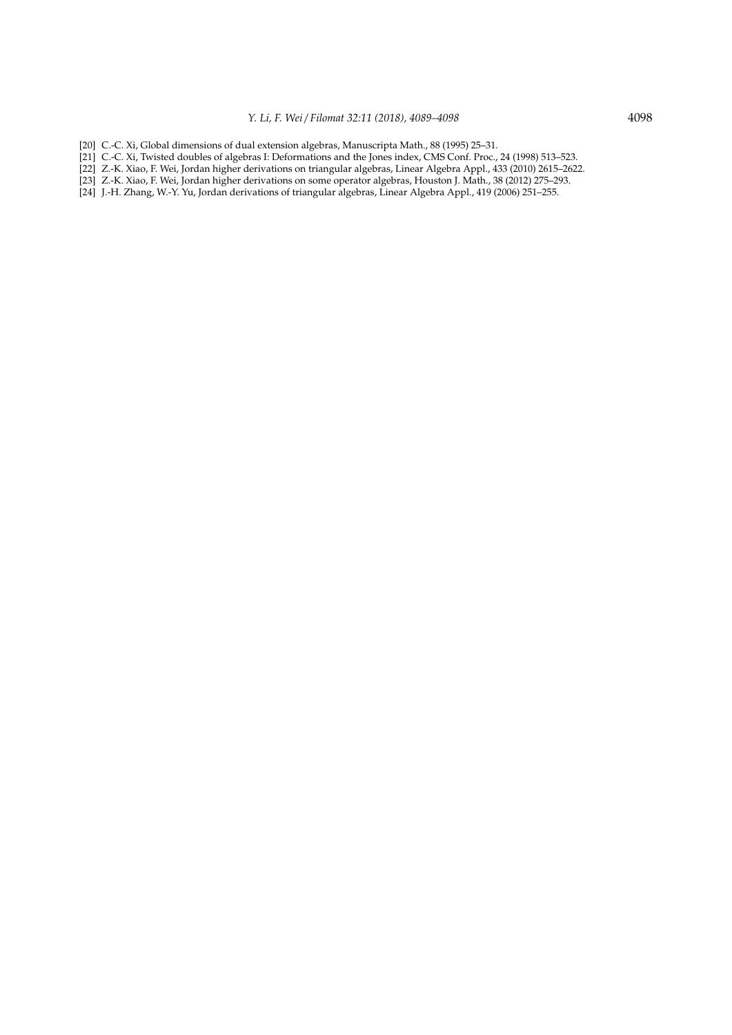[20] C.-C. Xi, Global dimensions of dual extension algebras, Manuscripta Math., 88 (1995) 25–31.

[21] C.-C. Xi, Twisted doubles of algebras I: Deformations and the Jones index, CMS Conf. Proc., 24 (1998) 513–523.

[22] Z.-K. Xiao, F. Wei, Jordan higher derivations on triangular algebras, Linear Algebra Appl., 433 (2010) 2615–2622.

[23] Z.-K. Xiao, F. Wei, Jordan higher derivations on some operator algebras, Houston J. Math., 38 (2012) 275–293.

[24] J.-H. Zhang, W.-Y. Yu, Jordan derivations of triangular algebras, Linear Algebra Appl., 419 (2006) 251–255.